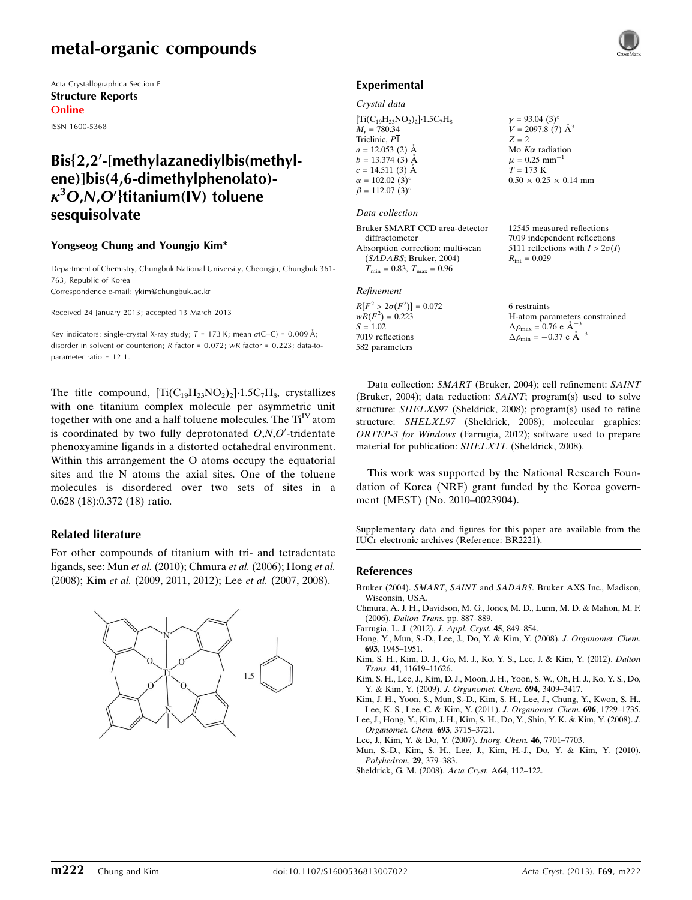metal-organic compounds

Acta Crystallographica Section E
**Structure Reports**
**Online**

ISSN 1600-5368

# Bis{2,2′-[methylazanediylbis(methylene)]bis(4,6-dimethylphenolato)-$\kappa^3$*O*,*N*,*O*′}titanium(IV) toluene sesquisolvate

**Yongseog Chung and Youngjo Kim***

Department of Chemistry, Chungbuk National University, Cheongju, Chungbuk 361-763, Republic of Korea
Correspondence e-mail: ykim@chungbuk.ac.kr

Received 24 January 2013; accepted 13 March 2013

Key indicators: single-crystal X-ray study; $T$ = 173 K; mean $\sigma$(C–C) = 0.009 Å; disorder in solvent or counterion; $R$ factor = 0.072; $wR$ factor = 0.223; data-to-parameter ratio = 12.1.

The title compound, $[Ti(C_{19}H_{23}NO_2)_2]\cdot1.5C_7H_8$, crystallizes with one titanium complex molecule per asymmetric unit together with one and a half toluene molecules. The $Ti^{IV}$ atom is coordinated by two fully deprotonated *O*,*N*,*O*′-tridentate phenoxyamine ligands in a distorted octahedral environment. Within this arrangement the O atoms occupy the equatorial sites and the N atoms the axial sites. One of the toluene molecules is disordered over two sets of sites in a 0.628 (18):0.372 (18) ratio.

## Related literature

For other compounds of titanium with tri- and tetradentate ligands, see: Mun *et al.* (2010); Chmura *et al.* (2006); Hong *et al.* (2008); Kim *et al.* (2009, 2011, 2012); Lee *et al.* (2007, 2008).

## Experimental

### Crystal data

$[Ti(C_{19}H_{23}NO_2)_2]\cdot1.5C_7H_8$
$M_r$ = 780.34
Triclinic, $P\bar{1}$
$a$ = 12.053 (2) Å
$b$ = 13.374 (3) Å
$c$ = 14.511 (3) Å
$\alpha$ = 102.02 (3)°
$\beta$ = 112.07 (3)°
$\gamma$ = 93.04 (3)°
$V$ = 2097.8 (7) Å$^3$
$Z$ = 2
Mo $K\alpha$ radiation
$\mu$ = 0.25 mm$^{-1}$
$T$ = 173 K
0.50 × 0.25 × 0.14 mm

### Data collection

Bruker SMART CCD area-detector diffractometer
Absorption correction: multi-scan (*SADABS*; Bruker, 2004)
$T_{min}$ = 0.83, $T_{max}$ = 0.96
12545 measured reflections
7019 independent reflections
5111 reflections with $I > 2\sigma(I)$
$R_{int}$ = 0.029

### Refinement

$R[F^2 > 2\sigma(F^2)]$ = 0.072
$wR(F^2)$ = 0.223
$S$ = 1.02
7019 reflections
582 parameters
6 restraints
H-atom parameters constrained
$\Delta\rho_{max}$ = 0.76 e Å$^{-3}$
$\Delta\rho_{min}$ = −0.37 e Å$^{-3}$

Data collection: *SMART* (Bruker, 2004); cell refinement: *SAINT* (Bruker, 2004); data reduction: *SAINT*; program(s) used to solve structure: *SHELXS97* (Sheldrick, 2008); program(s) used to refine structure: *SHELXL97* (Sheldrick, 2008); molecular graphics: *ORTEP-3 for Windows* (Farrugia, 2012); software used to prepare material for publication: *SHELXTL* (Sheldrick, 2008).

This work was supported by the National Research Foundation of Korea (NRF) grant funded by the Korea government (MEST) (No. 2010–0023904).

Supplementary data and figures for this paper are available from the IUCr electronic archives (Reference: BR2221).

## References

Bruker (2004). *SMART*, *SAINT* and *SADABS*. Bruker AXS Inc., Madison, Wisconsin, USA.
Chmura, A. J. H., Davidson, M. G., Jones, M. D., Lunn, M. D. & Mahon, M. F. (2006). *Dalton Trans.* pp. 887–889.
Farrugia, L. J. (2012). *J. Appl. Cryst.* **45**, 849–854.
Hong, Y., Mun, S.-D., Lee, J., Do, Y. & Kim, Y. (2008). *J. Organomet. Chem.* **693**, 1945–1951.
Kim, S. H., Kim, D. J., Go, M. J., Ko, Y. S., Lee, J. & Kim, Y. (2012). *Dalton Trans.* **41**, 11619–11626.
Kim, S. H., Lee, J., Kim, D. J., Moon, J. H., Yoon, S. W., Oh, H. J., Ko, Y. S., Do, Y. & Kim, Y. (2009). *J. Organomet. Chem.* **694**, 3409–3417.
Kim, J. H., Yoon, S., Mun, S.-D., Kim, S. H., Lee, J., Chung, Y., Kwon, S. H., Lee, K. S., Lee, C. & Kim, Y. (2011). *J. Organomet. Chem.* **696**, 1729–1735.
Lee, J., Hong, Y., Kim, J. H., Kim, S. H., Do, Y., Shin, Y. K. & Kim, Y. (2008). *J. Organomet. Chem.* **693**, 3715–3721.
Lee, J., Kim, Y. & Do, Y. (2007). *Inorg. Chem.* **46**, 7701–7703.
Mun, S.-D., Kim, S. H., Lee, J., Kim, H.-J., Do, Y. & Kim, Y. (2010). *Polyhedron*, **29**, 379–383.
Sheldrick, G. M. (2008). *Acta Cryst.* A**64**, 112–122.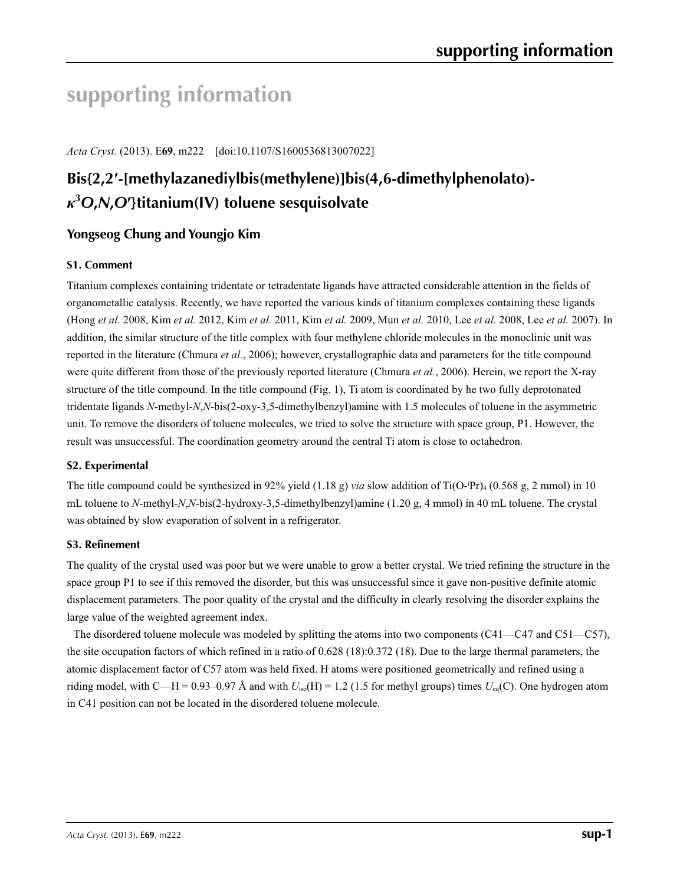# supporting information

*Acta Cryst.* (2013). E**69**, m222 [doi:10.1107/S1600536813007022]

## Bis{2,2′-[methylazanediylbis(methylene)]bis(4,6-dimethylphenolato)-*κ*[3]*O*,*N*,*O*′}titanium(IV) toluene sesquisolvate

### Yongseog Chung and Youngjo Kim

#### S1. Comment

Titanium complexes containing tridentate or tetradentate ligands have attracted considerable attention in the fields of organometallic catalysis. Recently, we have reported the various kinds of titanium complexes containing these ligands (Hong *et al.* 2008, Kim *et al.* 2012, Kim *et al.* 2011, Kim *et al.* 2009, Mun *et al.* 2010, Lee *et al.* 2008, Lee *et al.* 2007). In addition, the similar structure of the title complex with four methylene chloride molecules in the monoclinic unit was reported in the literature (Chmura *et al.*, 2006); however, crystallographic data and parameters for the title compound were quite different from those of the previously reported literature (Chmura *et al.*, 2006). Herein, we report the X-ray structure of the title compound. In the title compound (Fig. 1), Ti atom is coordinated by he two fully deprotonated tridentate ligands *N*-methyl-*N*,*N*-bis(2-oxy-3,5-dimethylbenzyl)amine with 1.5 molecules of toluene in the asymmetric unit. To remove the disorders of toluene molecules, we tried to solve the structure with space group, P1. However, the result was unsuccessful. The coordination geometry around the central Ti atom is close to octahedron.

#### S2. Experimental

The title compound could be synthesized in 92% yield (1.18 g) *via* slow addition of Ti(O-$^i$Pr)$_4$ (0.568 g, 2 mmol) in 10 mL toluene to *N*-methyl-*N*,*N*-bis(2-hydroxy-3,5-dimethylbenzyl)amine (1.20 g, 4 mmol) in 40 mL toluene. The crystal was obtained by slow evaporation of solvent in a refrigerator.

#### S3. Refinement

The quality of the crystal used was poor but we were unable to grow a better crystal. We tried refining the structure in the space group P1 to see if this removed the disorder, but this was unsuccessful since it gave non-positive definite atomic displacement parameters. The poor quality of the crystal and the difficulty in clearly resolving the disorder explains the large value of the weighted agreement index.

The disordered toluene molecule was modeled by splitting the atoms into two components (C41—C47 and C51—C57), the site occupation factors of which refined in a ratio of 0.628 (18):0.372 (18). Due to the large thermal parameters, the atomic displacement factor of C57 atom was held fixed. H atoms were positioned geometrically and refined using a riding model, with C—H = 0.93–0.97 Å and with $U_{iso}$(H) = 1.2 (1.5 for methyl groups) times $U_{eq}$(C). One hydrogen atom in C41 position can not be located in the disordered toluene molecule.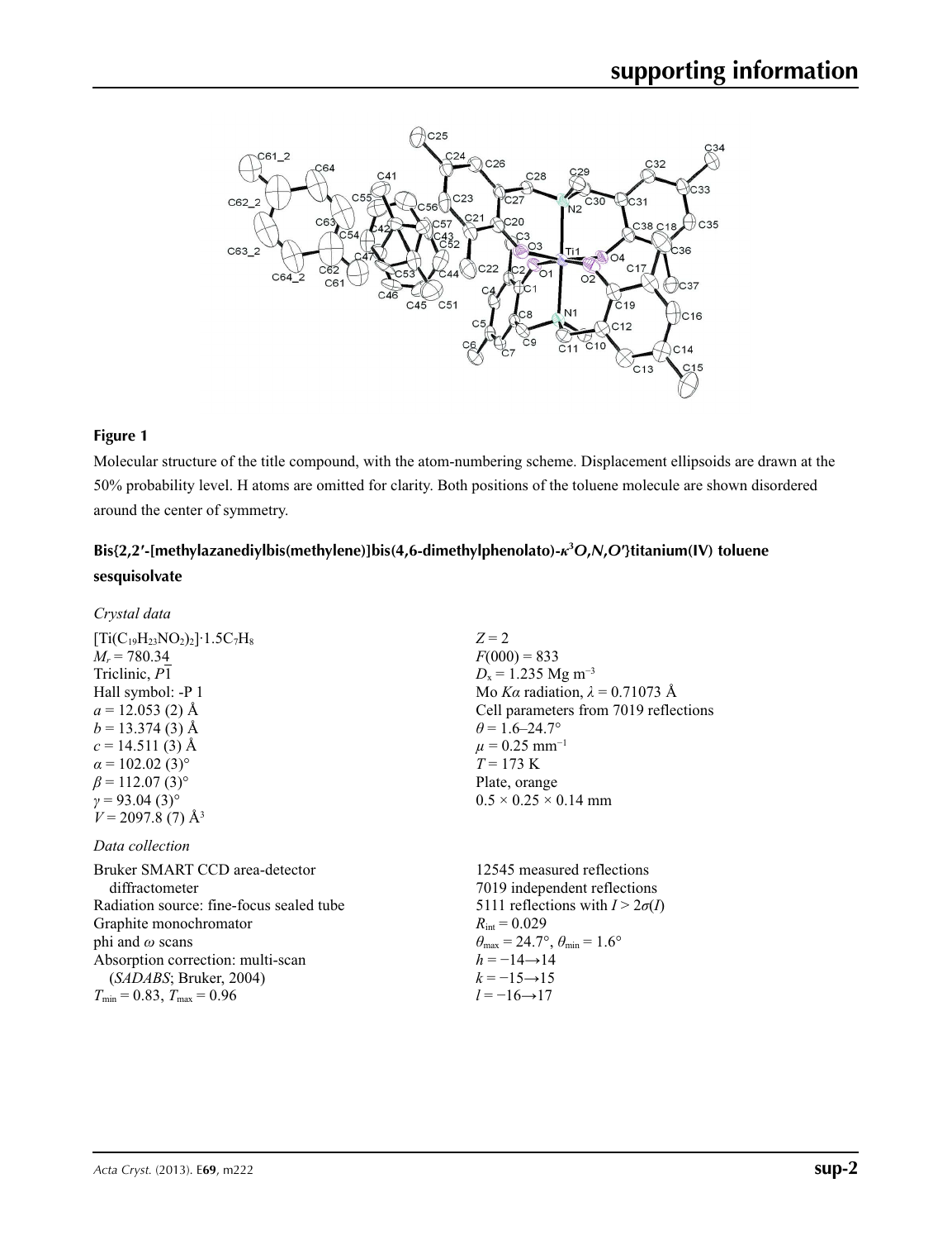**Figure 1**

Molecular structure of the title compound, with the atom-numbering scheme. Displacement ellipsoids are drawn at the 50% probability level. H atoms are omitted for clarity. Both positions of the toluene molecule are shown disordered around the center of symmetry.

## Bis{2,2′-[methylazanediylbis(methylene)]bis(4,6-dimethylphenolato)-$\kappa^3O,N,O'$}titanium(IV) toluene sesquisolvate

### *Crystal data*

$[Ti(C_{19}H_{23}NO_2)_2]\cdot1.5C_7H_8$
$M_r = 780.34$
Triclinic, $P\bar{1}$
Hall symbol: -P 1
$a = 12.053$ (2) Å
$b = 13.374$ (3) Å
$c = 14.511$ (3) Å
$\alpha = 102.02$ (3)°
$\beta = 112.07$ (3)°
$\gamma = 93.04$ (3)°
$V = 2097.8$ (7) Å$^3$
$Z = 2$
$F(000) = 833$
$D_x = 1.235$ Mg m$^{-3}$
Mo $K\alpha$ radiation, $\lambda = 0.71073$ Å
Cell parameters from 7019 reflections
$\theta = 1.6$–24.7°
$\mu = 0.25$ mm$^{-1}$
$T = 173$ K
Plate, orange
$0.5 \times 0.25 \times 0.14$ mm

### *Data collection*

Bruker SMART CCD area-detector diffractometer
Radiation source: fine-focus sealed tube
Graphite monochromator
phi and $\omega$ scans
Absorption correction: multi-scan (*SADABS*; Bruker, 2004)
$T_{min} = 0.83$, $T_{max} = 0.96$
12545 measured reflections
7019 independent reflections
5111 reflections with $I > 2\sigma(I)$
$R_{int} = 0.029$
$\theta_{max} = 24.7°$, $\theta_{min} = 1.6°$
$h = -14 \rightarrow 14$
$k = -15 \rightarrow 15$
$l = -16 \rightarrow 17$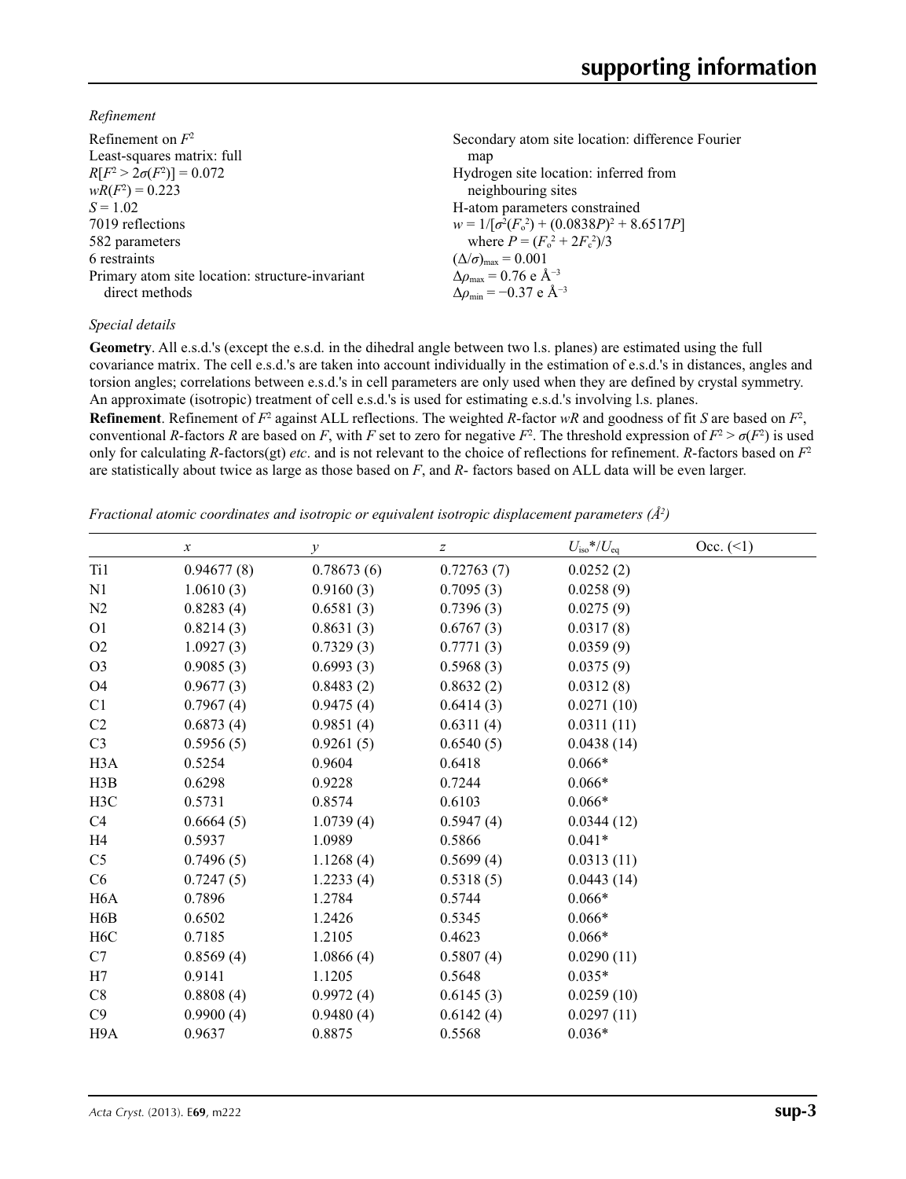*Refinement*

Refinement on $F^2$
Least-squares matrix: full
$R[F^2 > 2\sigma(F^2)] = 0.072$
$wR(F^2) = 0.223$
$S = 1.02$
7019 reflections
582 parameters
6 restraints
Primary atom site location: structure-invariant direct methods
Secondary atom site location: difference Fourier map
Hydrogen site location: inferred from neighbouring sites
H-atom parameters constrained
$w = 1/[\sigma^2(F_o^2) + (0.0838P)^2 + 8.6517P]$ where $P = (F_o^2 + 2F_c^2)/3$
$(\Delta/\sigma)_{max} = 0.001$
$\Delta\rho_{max} = 0.76$ e Å$^{-3}$
$\Delta\rho_{min} = -0.37$ e Å$^{-3}$

*Special details*

**Geometry**. All e.s.d.'s (except the e.s.d. in the dihedral angle between two l.s. planes) are estimated using the full covariance matrix. The cell e.s.d.'s are taken into account individually in the estimation of e.s.d.'s in distances, angles and torsion angles; correlations between e.s.d.'s in cell parameters are only used when they are defined by crystal symmetry. An approximate (isotropic) treatment of cell e.s.d.'s is used for estimating e.s.d.'s involving l.s. planes.

**Refinement**. Refinement of $F^2$ against ALL reflections. The weighted $R$-factor $wR$ and goodness of fit $S$ are based on $F^2$, conventional $R$-factors $R$ are based on $F$, with $F$ set to zero for negative $F^2$. The threshold expression of $F^2 > \sigma(F^2)$ is used only for calculating $R$-factors(gt) *etc*. and is not relevant to the choice of reflections for refinement. $R$-factors based on $F^2$ are statistically about twice as large as those based on $F$, and $R$- factors based on ALL data will be even larger.

*Fractional atomic coordinates and isotropic or equivalent isotropic displacement parameters (Å$^2$)*

| | $x$ | $y$ | $z$ | $U_{iso}$*/$U_{eq}$ | Occ. (<1) |
|---|---|---|---|---|---|
| Ti1 | 0.94677 (8) | 0.78673 (6) | 0.72763 (7) | 0.0252 (2) | |
| N1 | 1.0610 (3) | 0.9160 (3) | 0.7095 (3) | 0.0258 (9) | |
| N2 | 0.8283 (4) | 0.6581 (3) | 0.7396 (3) | 0.0275 (9) | |
| O1 | 0.8214 (3) | 0.8631 (3) | 0.6767 (3) | 0.0317 (8) | |
| O2 | 1.0927 (3) | 0.7329 (3) | 0.7771 (3) | 0.0359 (9) | |
| O3 | 0.9085 (3) | 0.6993 (3) | 0.5968 (3) | 0.0375 (9) | |
| O4 | 0.9677 (3) | 0.8483 (2) | 0.8632 (2) | 0.0312 (8) | |
| C1 | 0.7967 (4) | 0.9475 (4) | 0.6414 (3) | 0.0271 (10) | |
| C2 | 0.6873 (4) | 0.9851 (4) | 0.6311 (4) | 0.0311 (11) | |
| C3 | 0.5956 (5) | 0.9261 (5) | 0.6540 (5) | 0.0438 (14) | |
| H3A | 0.5254 | 0.9604 | 0.6418 | 0.066* | |
| H3B | 0.6298 | 0.9228 | 0.7244 | 0.066* | |
| H3C | 0.5731 | 0.8574 | 0.6103 | 0.066* | |
| C4 | 0.6664 (5) | 1.0739 (4) | 0.5947 (4) | 0.0344 (12) | |
| H4 | 0.5937 | 1.0989 | 0.5866 | 0.041* | |
| C5 | 0.7496 (5) | 1.1268 (4) | 0.5699 (4) | 0.0313 (11) | |
| C6 | 0.7247 (5) | 1.2233 (4) | 0.5318 (5) | 0.0443 (14) | |
| H6A | 0.7896 | 1.2784 | 0.5744 | 0.066* | |
| H6B | 0.6502 | 1.2426 | 0.5345 | 0.066* | |
| H6C | 0.7185 | 1.2105 | 0.4623 | 0.066* | |
| C7 | 0.8569 (4) | 1.0866 (4) | 0.5807 (4) | 0.0290 (11) | |
| H7 | 0.9141 | 1.1205 | 0.5648 | 0.035* | |
| C8 | 0.8808 (4) | 0.9972 (4) | 0.6145 (3) | 0.0259 (10) | |
| C9 | 0.9900 (4) | 0.9480 (4) | 0.6142 (4) | 0.0297 (11) | |
| H9A | 0.9637 | 0.8875 | 0.5568 | 0.036* | |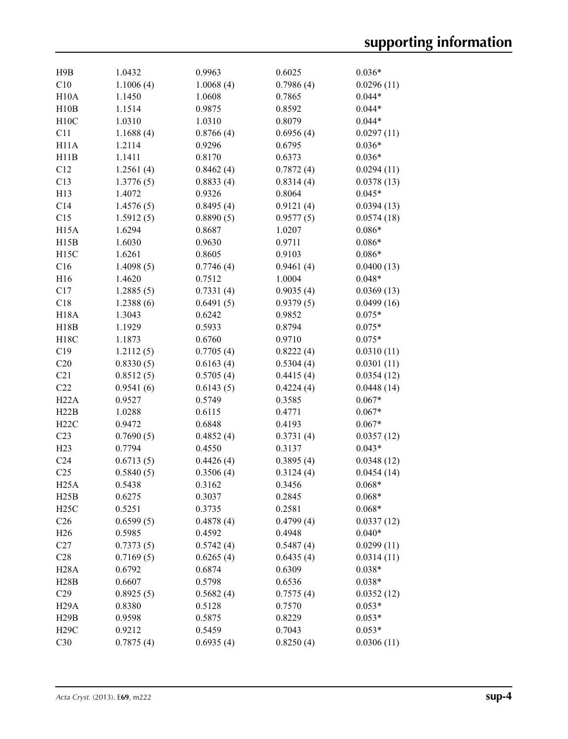| | | | | |
|---|---|---|---|---|
| H9B | 1.0432 | 0.9963 | 0.6025 | 0.036* |
| C10 | 1.1006 (4) | 1.0068 (4) | 0.7986 (4) | 0.0296 (11) |
| H10A | 1.1450 | 1.0608 | 0.7865 | 0.044* |
| H10B | 1.1514 | 0.9875 | 0.8592 | 0.044* |
| H10C | 1.0310 | 1.0310 | 0.8079 | 0.044* |
| C11 | 1.1688 (4) | 0.8766 (4) | 0.6956 (4) | 0.0297 (11) |
| H11A | 1.2114 | 0.9296 | 0.6795 | 0.036* |
| H11B | 1.1411 | 0.8170 | 0.6373 | 0.036* |
| C12 | 1.2561 (4) | 0.8462 (4) | 0.7872 (4) | 0.0294 (11) |
| C13 | 1.3776 (5) | 0.8833 (4) | 0.8314 (4) | 0.0378 (13) |
| H13 | 1.4072 | 0.9326 | 0.8064 | 0.045* |
| C14 | 1.4576 (5) | 0.8495 (4) | 0.9121 (4) | 0.0394 (13) |
| C15 | 1.5912 (5) | 0.8890 (5) | 0.9577 (5) | 0.0574 (18) |
| H15A | 1.6294 | 0.8687 | 1.0207 | 0.086* |
| H15B | 1.6030 | 0.9630 | 0.9711 | 0.086* |
| H15C | 1.6261 | 0.8605 | 0.9103 | 0.086* |
| C16 | 1.4098 (5) | 0.7746 (4) | 0.9461 (4) | 0.0400 (13) |
| H16 | 1.4620 | 0.7512 | 1.0004 | 0.048* |
| C17 | 1.2885 (5) | 0.7331 (4) | 0.9035 (4) | 0.0369 (13) |
| C18 | 1.2388 (6) | 0.6491 (5) | 0.9379 (5) | 0.0499 (16) |
| H18A | 1.3043 | 0.6242 | 0.9852 | 0.075* |
| H18B | 1.1929 | 0.5933 | 0.8794 | 0.075* |
| H18C | 1.1873 | 0.6760 | 0.9710 | 0.075* |
| C19 | 1.2112 (5) | 0.7705 (4) | 0.8222 (4) | 0.0310 (11) |
| C20 | 0.8330 (5) | 0.6163 (4) | 0.5304 (4) | 0.0301 (11) |
| C21 | 0.8512 (5) | 0.5705 (4) | 0.4415 (4) | 0.0354 (12) |
| C22 | 0.9541 (6) | 0.6143 (5) | 0.4224 (4) | 0.0448 (14) |
| H22A | 0.9527 | 0.5749 | 0.3585 | 0.067* |
| H22B | 1.0288 | 0.6115 | 0.4771 | 0.067* |
| H22C | 0.9472 | 0.6848 | 0.4193 | 0.067* |
| C23 | 0.7690 (5) | 0.4852 (4) | 0.3731 (4) | 0.0357 (12) |
| H23 | 0.7794 | 0.4550 | 0.3137 | 0.043* |
| C24 | 0.6713 (5) | 0.4426 (4) | 0.3895 (4) | 0.0348 (12) |
| C25 | 0.5840 (5) | 0.3506 (4) | 0.3124 (4) | 0.0454 (14) |
| H25A | 0.5438 | 0.3162 | 0.3456 | 0.068* |
| H25B | 0.6275 | 0.3037 | 0.2845 | 0.068* |
| H25C | 0.5251 | 0.3735 | 0.2581 | 0.068* |
| C26 | 0.6599 (5) | 0.4878 (4) | 0.4799 (4) | 0.0337 (12) |
| H26 | 0.5985 | 0.4592 | 0.4948 | 0.040* |
| C27 | 0.7373 (5) | 0.5742 (4) | 0.5487 (4) | 0.0299 (11) |
| C28 | 0.7169 (5) | 0.6265 (4) | 0.6435 (4) | 0.0314 (11) |
| H28A | 0.6792 | 0.6874 | 0.6309 | 0.038* |
| H28B | 0.6607 | 0.5798 | 0.6536 | 0.038* |
| C29 | 0.8925 (5) | 0.5682 (4) | 0.7575 (4) | 0.0352 (12) |
| H29A | 0.8380 | 0.5128 | 0.7570 | 0.053* |
| H29B | 0.9598 | 0.5875 | 0.8229 | 0.053* |
| H29C | 0.9212 | 0.5459 | 0.7043 | 0.053* |
| C30 | 0.7875 (4) | 0.6935 (4) | 0.8250 (4) | 0.0306 (11) |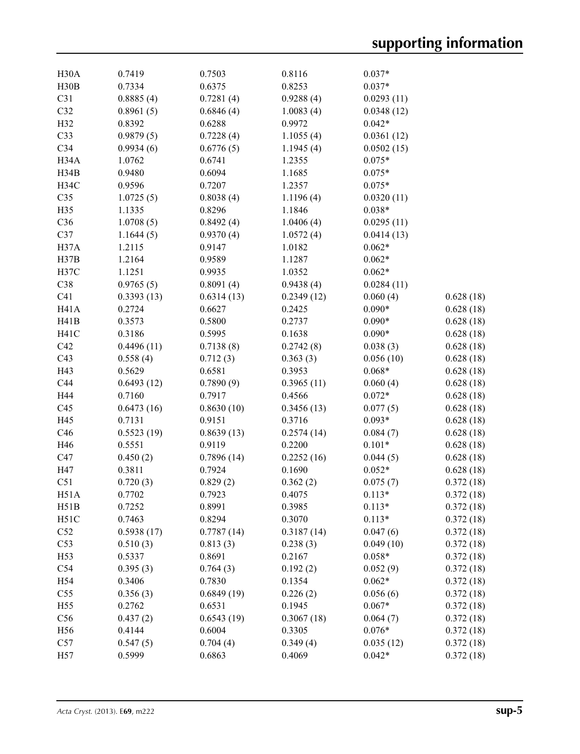| | | | | | |
|---|---|---|---|---|---|
| H30A | 0.7419 | 0.7503 | 0.8116 | 0.037* | |
| H30B | 0.7334 | 0.6375 | 0.8253 | 0.037* | |
| C31 | 0.8885 (4) | 0.7281 (4) | 0.9288 (4) | 0.0293 (11) | |
| C32 | 0.8961 (5) | 0.6846 (4) | 1.0083 (4) | 0.0348 (12) | |
| H32 | 0.8392 | 0.6288 | 0.9972 | 0.042* | |
| C33 | 0.9879 (5) | 0.7228 (4) | 1.1055 (4) | 0.0361 (12) | |
| C34 | 0.9934 (6) | 0.6776 (5) | 1.1945 (4) | 0.0502 (15) | |
| H34A | 1.0762 | 0.6741 | 1.2355 | 0.075* | |
| H34B | 0.9480 | 0.6094 | 1.1685 | 0.075* | |
| H34C | 0.9596 | 0.7207 | 1.2357 | 0.075* | |
| C35 | 1.0725 (5) | 0.8038 (4) | 1.1196 (4) | 0.0320 (11) | |
| H35 | 1.1335 | 0.8296 | 1.1846 | 0.038* | |
| C36 | 1.0708 (5) | 0.8492 (4) | 1.0406 (4) | 0.0295 (11) | |
| C37 | 1.1644 (5) | 0.9370 (4) | 1.0572 (4) | 0.0414 (13) | |
| H37A | 1.2115 | 0.9147 | 1.0182 | 0.062* | |
| H37B | 1.2164 | 0.9589 | 1.1287 | 0.062* | |
| H37C | 1.1251 | 0.9935 | 1.0352 | 0.062* | |
| C38 | 0.9765 (5) | 0.8091 (4) | 0.9438 (4) | 0.0284 (11) | |
| C41 | 0.3393 (13) | 0.6314 (13) | 0.2349 (12) | 0.060 (4) | 0.628 (18) |
| H41A | 0.2724 | 0.6627 | 0.2425 | 0.090* | 0.628 (18) |
| H41B | 0.3573 | 0.5800 | 0.2737 | 0.090* | 0.628 (18) |
| H41C | 0.3186 | 0.5995 | 0.1638 | 0.090* | 0.628 (18) |
| C42 | 0.4496 (11) | 0.7138 (8) | 0.2742 (8) | 0.038 (3) | 0.628 (18) |
| C43 | 0.558 (4) | 0.712 (3) | 0.363 (3) | 0.056 (10) | 0.628 (18) |
| H43 | 0.5629 | 0.6581 | 0.3953 | 0.068* | 0.628 (18) |
| C44 | 0.6493 (12) | 0.7890 (9) | 0.3965 (11) | 0.060 (4) | 0.628 (18) |
| H44 | 0.7160 | 0.7917 | 0.4566 | 0.072* | 0.628 (18) |
| C45 | 0.6473 (16) | 0.8630 (10) | 0.3456 (13) | 0.077 (5) | 0.628 (18) |
| H45 | 0.7131 | 0.9151 | 0.3716 | 0.093* | 0.628 (18) |
| C46 | 0.5523 (19) | 0.8639 (13) | 0.2574 (14) | 0.084 (7) | 0.628 (18) |
| H46 | 0.5551 | 0.9119 | 0.2200 | 0.101* | 0.628 (18) |
| C47 | 0.450 (2) | 0.7896 (14) | 0.2252 (16) | 0.044 (5) | 0.628 (18) |
| H47 | 0.3811 | 0.7924 | 0.1690 | 0.052* | 0.628 (18) |
| C51 | 0.720 (3) | 0.829 (2) | 0.362 (2) | 0.075 (7) | 0.372 (18) |
| H51A | 0.7702 | 0.7923 | 0.4075 | 0.113* | 0.372 (18) |
| H51B | 0.7252 | 0.8991 | 0.3985 | 0.113* | 0.372 (18) |
| H51C | 0.7463 | 0.8294 | 0.3070 | 0.113* | 0.372 (18) |
| C52 | 0.5938 (17) | 0.7787 (14) | 0.3187 (14) | 0.047 (6) | 0.372 (18) |
| C53 | 0.510 (3) | 0.813 (3) | 0.238 (3) | 0.049 (10) | 0.372 (18) |
| H53 | 0.5337 | 0.8691 | 0.2167 | 0.058* | 0.372 (18) |
| C54 | 0.395 (3) | 0.764 (3) | 0.192 (2) | 0.052 (9) | 0.372 (18) |
| H54 | 0.3406 | 0.7830 | 0.1354 | 0.062* | 0.372 (18) |
| C55 | 0.356 (3) | 0.6849 (19) | 0.226 (2) | 0.056 (6) | 0.372 (18) |
| H55 | 0.2762 | 0.6531 | 0.1945 | 0.067* | 0.372 (18) |
| C56 | 0.437 (2) | 0.6543 (19) | 0.3067 (18) | 0.064 (7) | 0.372 (18) |
| H56 | 0.4144 | 0.6004 | 0.3305 | 0.076* | 0.372 (18) |
| C57 | 0.547 (5) | 0.704 (4) | 0.349 (4) | 0.035 (12) | 0.372 (18) |
| H57 | 0.5999 | 0.6863 | 0.4069 | 0.042* | 0.372 (18) |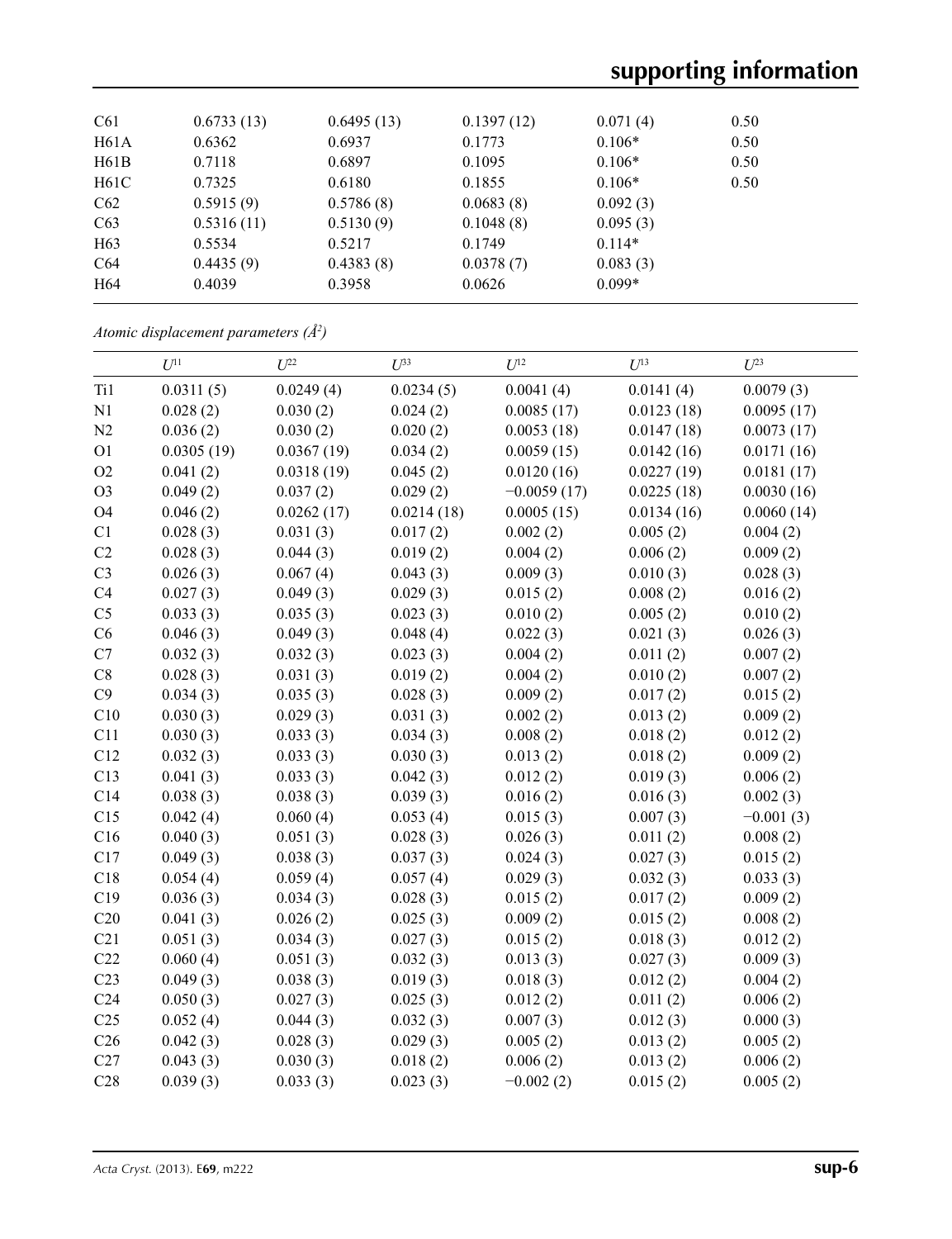| | | | | | |
|---|---|---|---|---|---|
| C61 | 0.6733 (13) | 0.6495 (13) | 0.1397 (12) | 0.071 (4) | 0.50 |
| H61A | 0.6362 | 0.6937 | 0.1773 | 0.106* | 0.50 |
| H61B | 0.7118 | 0.6897 | 0.1095 | 0.106* | 0.50 |
| H61C | 0.7325 | 0.6180 | 0.1855 | 0.106* | 0.50 |
| C62 | 0.5915 (9) | 0.5786 (8) | 0.0683 (8) | 0.092 (3) | |
| C63 | 0.5316 (11) | 0.5130 (9) | 0.1048 (8) | 0.095 (3) | |
| H63 | 0.5534 | 0.5217 | 0.1749 | 0.114* | |
| C64 | 0.4435 (9) | 0.4383 (8) | 0.0378 (7) | 0.083 (3) | |
| H64 | 0.4039 | 0.3958 | 0.0626 | 0.099* | |

*Atomic displacement parameters ($Å^2$)*

| | $U^{11}$ | $U^{22}$ | $U^{33}$ | $U^{12}$ | $U^{13}$ | $U^{23}$ |
|---|---|---|---|---|---|---|
| Ti1 | 0.0311 (5) | 0.0249 (4) | 0.0234 (5) | 0.0041 (4) | 0.0141 (4) | 0.0079 (3) |
| N1 | 0.028 (2) | 0.030 (2) | 0.024 (2) | 0.0085 (17) | 0.0123 (18) | 0.0095 (17) |
| N2 | 0.036 (2) | 0.030 (2) | 0.020 (2) | 0.0053 (18) | 0.0147 (18) | 0.0073 (17) |
| O1 | 0.0305 (19) | 0.0367 (19) | 0.034 (2) | 0.0059 (15) | 0.0142 (16) | 0.0171 (16) |
| O2 | 0.041 (2) | 0.0318 (19) | 0.045 (2) | 0.0120 (16) | 0.0227 (19) | 0.0181 (17) |
| O3 | 0.049 (2) | 0.037 (2) | 0.029 (2) | −0.0059 (17) | 0.0225 (18) | 0.0030 (16) |
| O4 | 0.046 (2) | 0.0262 (17) | 0.0214 (18) | 0.0005 (15) | 0.0134 (16) | 0.0060 (14) |
| C1 | 0.028 (3) | 0.031 (3) | 0.017 (2) | 0.002 (2) | 0.005 (2) | 0.004 (2) |
| C2 | 0.028 (3) | 0.044 (3) | 0.019 (2) | 0.004 (2) | 0.006 (2) | 0.009 (2) |
| C3 | 0.026 (3) | 0.067 (4) | 0.043 (3) | 0.009 (3) | 0.010 (3) | 0.028 (3) |
| C4 | 0.027 (3) | 0.049 (3) | 0.029 (3) | 0.015 (2) | 0.008 (2) | 0.016 (2) |
| C5 | 0.033 (3) | 0.035 (3) | 0.023 (3) | 0.010 (2) | 0.005 (2) | 0.010 (2) |
| C6 | 0.046 (3) | 0.049 (3) | 0.048 (4) | 0.022 (3) | 0.021 (3) | 0.026 (3) |
| C7 | 0.032 (3) | 0.032 (3) | 0.023 (3) | 0.004 (2) | 0.011 (2) | 0.007 (2) |
| C8 | 0.028 (3) | 0.031 (3) | 0.019 (2) | 0.004 (2) | 0.010 (2) | 0.007 (2) |
| C9 | 0.034 (3) | 0.035 (3) | 0.028 (3) | 0.009 (2) | 0.017 (2) | 0.015 (2) |
| C10 | 0.030 (3) | 0.029 (3) | 0.031 (3) | 0.002 (2) | 0.013 (2) | 0.009 (2) |
| C11 | 0.030 (3) | 0.033 (3) | 0.034 (3) | 0.008 (2) | 0.018 (2) | 0.012 (2) |
| C12 | 0.032 (3) | 0.033 (3) | 0.030 (3) | 0.013 (2) | 0.018 (2) | 0.009 (2) |
| C13 | 0.041 (3) | 0.033 (3) | 0.042 (3) | 0.012 (2) | 0.019 (3) | 0.006 (2) |
| C14 | 0.038 (3) | 0.038 (3) | 0.039 (3) | 0.016 (2) | 0.016 (3) | 0.002 (3) |
| C15 | 0.042 (4) | 0.060 (4) | 0.053 (4) | 0.015 (3) | 0.007 (3) | −0.001 (3) |
| C16 | 0.040 (3) | 0.051 (3) | 0.028 (3) | 0.026 (3) | 0.011 (2) | 0.008 (2) |
| C17 | 0.049 (3) | 0.038 (3) | 0.037 (3) | 0.024 (3) | 0.027 (3) | 0.015 (2) |
| C18 | 0.054 (4) | 0.059 (4) | 0.057 (4) | 0.029 (3) | 0.032 (3) | 0.033 (3) |
| C19 | 0.036 (3) | 0.034 (3) | 0.028 (3) | 0.015 (2) | 0.017 (2) | 0.009 (2) |
| C20 | 0.041 (3) | 0.026 (2) | 0.025 (3) | 0.009 (2) | 0.015 (2) | 0.008 (2) |
| C21 | 0.051 (3) | 0.034 (3) | 0.027 (3) | 0.015 (2) | 0.018 (3) | 0.012 (2) |
| C22 | 0.060 (4) | 0.051 (3) | 0.032 (3) | 0.013 (3) | 0.027 (3) | 0.009 (3) |
| C23 | 0.049 (3) | 0.038 (3) | 0.019 (3) | 0.018 (3) | 0.012 (2) | 0.004 (2) |
| C24 | 0.050 (3) | 0.027 (3) | 0.025 (3) | 0.012 (2) | 0.011 (2) | 0.006 (2) |
| C25 | 0.052 (4) | 0.044 (3) | 0.032 (3) | 0.007 (3) | 0.012 (3) | 0.000 (3) |
| C26 | 0.042 (3) | 0.028 (3) | 0.029 (3) | 0.005 (2) | 0.013 (2) | 0.005 (2) |
| C27 | 0.043 (3) | 0.030 (3) | 0.018 (2) | 0.006 (2) | 0.013 (2) | 0.006 (2) |
| C28 | 0.039 (3) | 0.033 (3) | 0.023 (3) | −0.002 (2) | 0.015 (2) | 0.005 (2) |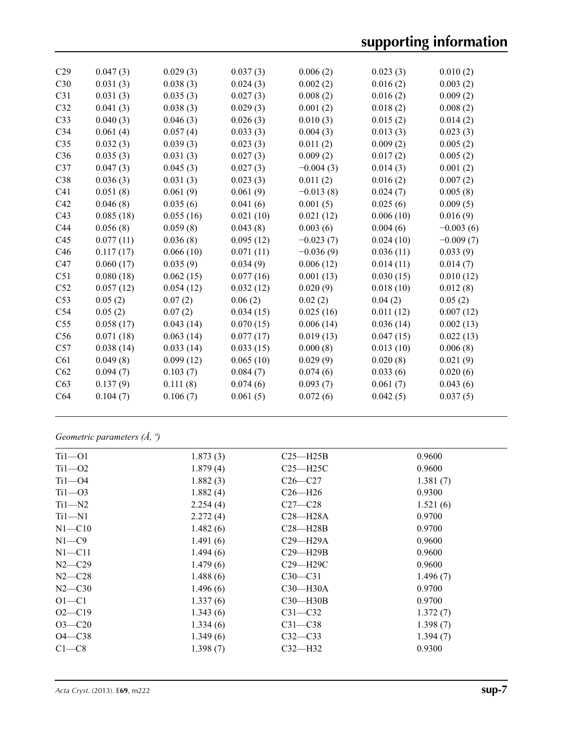| | | | | | | |
|---|---|---|---|---|---|---|
| C29 | 0.047 (3) | 0.029 (3) | 0.037 (3) | 0.006 (2) | 0.023 (3) | 0.010 (2) |
| C30 | 0.031 (3) | 0.038 (3) | 0.024 (3) | 0.002 (2) | 0.016 (2) | 0.003 (2) |
| C31 | 0.031 (3) | 0.035 (3) | 0.027 (3) | 0.008 (2) | 0.016 (2) | 0.009 (2) |
| C32 | 0.041 (3) | 0.038 (3) | 0.029 (3) | 0.001 (2) | 0.018 (2) | 0.008 (2) |
| C33 | 0.040 (3) | 0.046 (3) | 0.026 (3) | 0.010 (3) | 0.015 (2) | 0.014 (2) |
| C34 | 0.061 (4) | 0.057 (4) | 0.033 (3) | 0.004 (3) | 0.013 (3) | 0.023 (3) |
| C35 | 0.032 (3) | 0.039 (3) | 0.023 (3) | 0.011 (2) | 0.009 (2) | 0.005 (2) |
| C36 | 0.035 (3) | 0.031 (3) | 0.027 (3) | 0.009 (2) | 0.017 (2) | 0.005 (2) |
| C37 | 0.047 (3) | 0.045 (3) | 0.027 (3) | −0.004 (3) | 0.014 (3) | 0.001 (2) |
| C38 | 0.036 (3) | 0.031 (3) | 0.023 (3) | 0.011 (2) | 0.016 (2) | 0.007 (2) |
| C41 | 0.051 (8) | 0.061 (9) | 0.061 (9) | −0.013 (8) | 0.024 (7) | 0.005 (8) |
| C42 | 0.046 (8) | 0.035 (6) | 0.041 (6) | 0.001 (5) | 0.025 (6) | 0.009 (5) |
| C43 | 0.085 (18) | 0.055 (16) | 0.021 (10) | 0.021 (12) | 0.006 (10) | 0.016 (9) |
| C44 | 0.056 (8) | 0.059 (8) | 0.043 (8) | 0.003 (6) | 0.004 (6) | −0.003 (6) |
| C45 | 0.077 (11) | 0.036 (8) | 0.095 (12) | −0.023 (7) | 0.024 (10) | −0.009 (7) |
| C46 | 0.117 (17) | 0.066 (10) | 0.071 (11) | −0.036 (9) | 0.036 (11) | 0.033 (9) |
| C47 | 0.060 (17) | 0.035 (9) | 0.034 (9) | 0.006 (12) | 0.014 (11) | 0.014 (7) |
| C51 | 0.080 (18) | 0.062 (15) | 0.077 (16) | 0.001 (13) | 0.030 (15) | 0.010 (12) |
| C52 | 0.057 (12) | 0.054 (12) | 0.032 (12) | 0.020 (9) | 0.018 (10) | 0.012 (8) |
| C53 | 0.05 (2) | 0.07 (2) | 0.06 (2) | 0.02 (2) | 0.04 (2) | 0.05 (2) |
| C54 | 0.05 (2) | 0.07 (2) | 0.034 (15) | 0.025 (16) | 0.011 (12) | 0.007 (12) |
| C55 | 0.058 (17) | 0.043 (14) | 0.070 (15) | 0.006 (14) | 0.036 (14) | 0.002 (13) |
| C56 | 0.071 (18) | 0.063 (14) | 0.077 (17) | 0.019 (13) | 0.047 (15) | 0.022 (13) |
| C57 | 0.038 (14) | 0.033 (14) | 0.033 (15) | 0.000 (8) | 0.013 (10) | 0.006 (8) |
| C61 | 0.049 (8) | 0.099 (12) | 0.065 (10) | 0.029 (9) | 0.020 (8) | 0.021 (9) |
| C62 | 0.094 (7) | 0.103 (7) | 0.084 (7) | 0.074 (6) | 0.033 (6) | 0.020 (6) |
| C63 | 0.137 (9) | 0.111 (8) | 0.074 (6) | 0.093 (7) | 0.061 (7) | 0.043 (6) |
| C64 | 0.104 (7) | 0.106 (7) | 0.061 (5) | 0.072 (6) | 0.042 (5) | 0.037 (5) |

*Geometric parameters (Å, º)*

| | | | |
|---|---|---|---|
| Ti1—O1 | 1.873 (3) | C25—H25B | 0.9600 |
| Ti1—O2 | 1.879 (4) | C25—H25C | 0.9600 |
| Ti1—O4 | 1.882 (3) | C26—C27 | 1.381 (7) |
| Ti1—O3 | 1.882 (4) | C26—H26 | 0.9300 |
| Ti1—N2 | 2.254 (4) | C27—C28 | 1.521 (6) |
| Ti1—N1 | 2.272 (4) | C28—H28A | 0.9700 |
| N1—C10 | 1.482 (6) | C28—H28B | 0.9700 |
| N1—C9 | 1.491 (6) | C29—H29A | 0.9600 |
| N1—C11 | 1.494 (6) | C29—H29B | 0.9600 |
| N2—C29 | 1.479 (6) | C29—H29C | 0.9600 |
| N2—C28 | 1.488 (6) | C30—C31 | 1.496 (7) |
| N2—C30 | 1.496 (6) | C30—H30A | 0.9700 |
| O1—C1 | 1.337 (6) | C30—H30B | 0.9700 |
| O2—C19 | 1.343 (6) | C31—C32 | 1.372 (7) |
| O3—C20 | 1.334 (6) | C31—C38 | 1.398 (7) |
| O4—C38 | 1.349 (6) | C32—C33 | 1.394 (7) |
| C1—C8 | 1.398 (7) | C32—H32 | 0.9300 |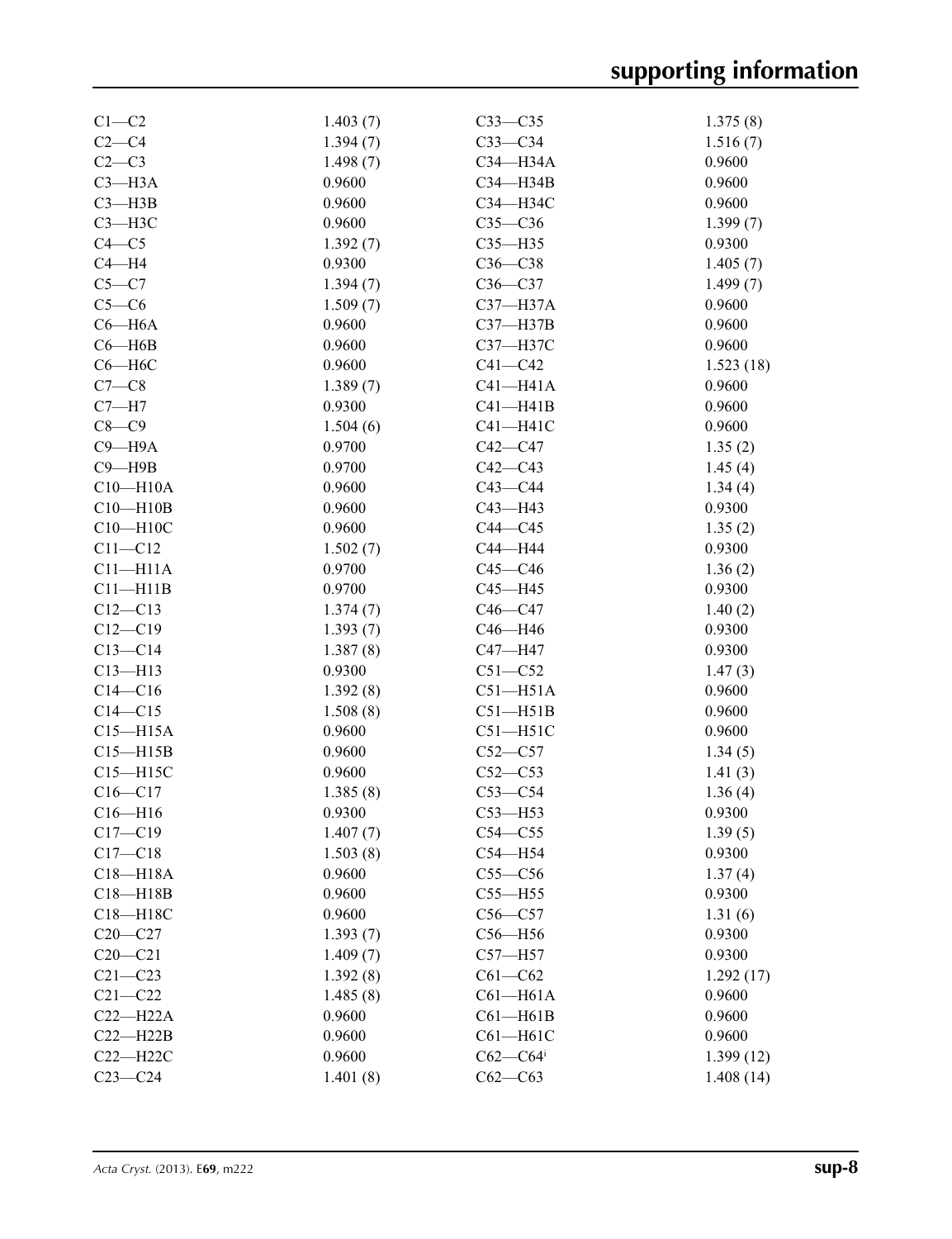| | | | |
|---|---|---|---|
| C1—C2 | 1.403 (7) | C33—C35 | 1.375 (8) |
| C2—C4 | 1.394 (7) | C33—C34 | 1.516 (7) |
| C2—C3 | 1.498 (7) | C34—H34A | 0.9600 |
| C3—H3A | 0.9600 | C34—H34B | 0.9600 |
| C3—H3B | 0.9600 | C34—H34C | 0.9600 |
| C3—H3C | 0.9600 | C35—C36 | 1.399 (7) |
| C4—C5 | 1.392 (7) | C35—H35 | 0.9300 |
| C4—H4 | 0.9300 | C36—C38 | 1.405 (7) |
| C5—C7 | 1.394 (7) | C36—C37 | 1.499 (7) |
| C5—C6 | 1.509 (7) | C37—H37A | 0.9600 |
| C6—H6A | 0.9600 | C37—H37B | 0.9600 |
| C6—H6B | 0.9600 | C37—H37C | 0.9600 |
| C6—H6C | 0.9600 | C41—C42 | 1.523 (18) |
| C7—C8 | 1.389 (7) | C41—H41A | 0.9600 |
| C7—H7 | 0.9300 | C41—H41B | 0.9600 |
| C8—C9 | 1.504 (6) | C41—H41C | 0.9600 |
| C9—H9A | 0.9700 | C42—C47 | 1.35 (2) |
| C9—H9B | 0.9700 | C42—C43 | 1.45 (4) |
| C10—H10A | 0.9600 | C43—C44 | 1.34 (4) |
| C10—H10B | 0.9600 | C43—H43 | 0.9300 |
| C10—H10C | 0.9600 | C44—C45 | 1.35 (2) |
| C11—C12 | 1.502 (7) | C44—H44 | 0.9300 |
| C11—H11A | 0.9700 | C45—C46 | 1.36 (2) |
| C11—H11B | 0.9700 | C45—H45 | 0.9300 |
| C12—C13 | 1.374 (7) | C46—C47 | 1.40 (2) |
| C12—C19 | 1.393 (7) | C46—H46 | 0.9300 |
| C13—C14 | 1.387 (8) | C47—H47 | 0.9300 |
| C13—H13 | 0.9300 | C51—C52 | 1.47 (3) |
| C14—C16 | 1.392 (8) | C51—H51A | 0.9600 |
| C14—C15 | 1.508 (8) | C51—H51B | 0.9600 |
| C15—H15A | 0.9600 | C51—H51C | 0.9600 |
| C15—H15B | 0.9600 | C52—C57 | 1.34 (5) |
| C15—H15C | 0.9600 | C52—C53 | 1.41 (3) |
| C16—C17 | 1.385 (8) | C53—C54 | 1.36 (4) |
| C16—H16 | 0.9300 | C53—H53 | 0.9300 |
| C17—C19 | 1.407 (7) | C54—C55 | 1.39 (5) |
| C17—C18 | 1.503 (8) | C54—H54 | 0.9300 |
| C18—H18A | 0.9600 | C55—C56 | 1.37 (4) |
| C18—H18B | 0.9600 | C55—H55 | 0.9300 |
| C18—H18C | 0.9600 | C56—C57 | 1.31 (6) |
| C20—C27 | 1.393 (7) | C56—H56 | 0.9300 |
| C20—C21 | 1.409 (7) | C57—H57 | 0.9300 |
| C21—C23 | 1.392 (8) | C61—C62 | 1.292 (17) |
| C21—C22 | 1.485 (8) | C61—H61A | 0.9600 |
| C22—H22A | 0.9600 | C61—H61B | 0.9600 |
| C22—H22B | 0.9600 | C61—H61C | 0.9600 |
| C22—H22C | 0.9600 | C62—C64$^{i}$ | 1.399 (12) |
| C23—C24 | 1.401 (8) | C62—C63 | 1.408 (14) |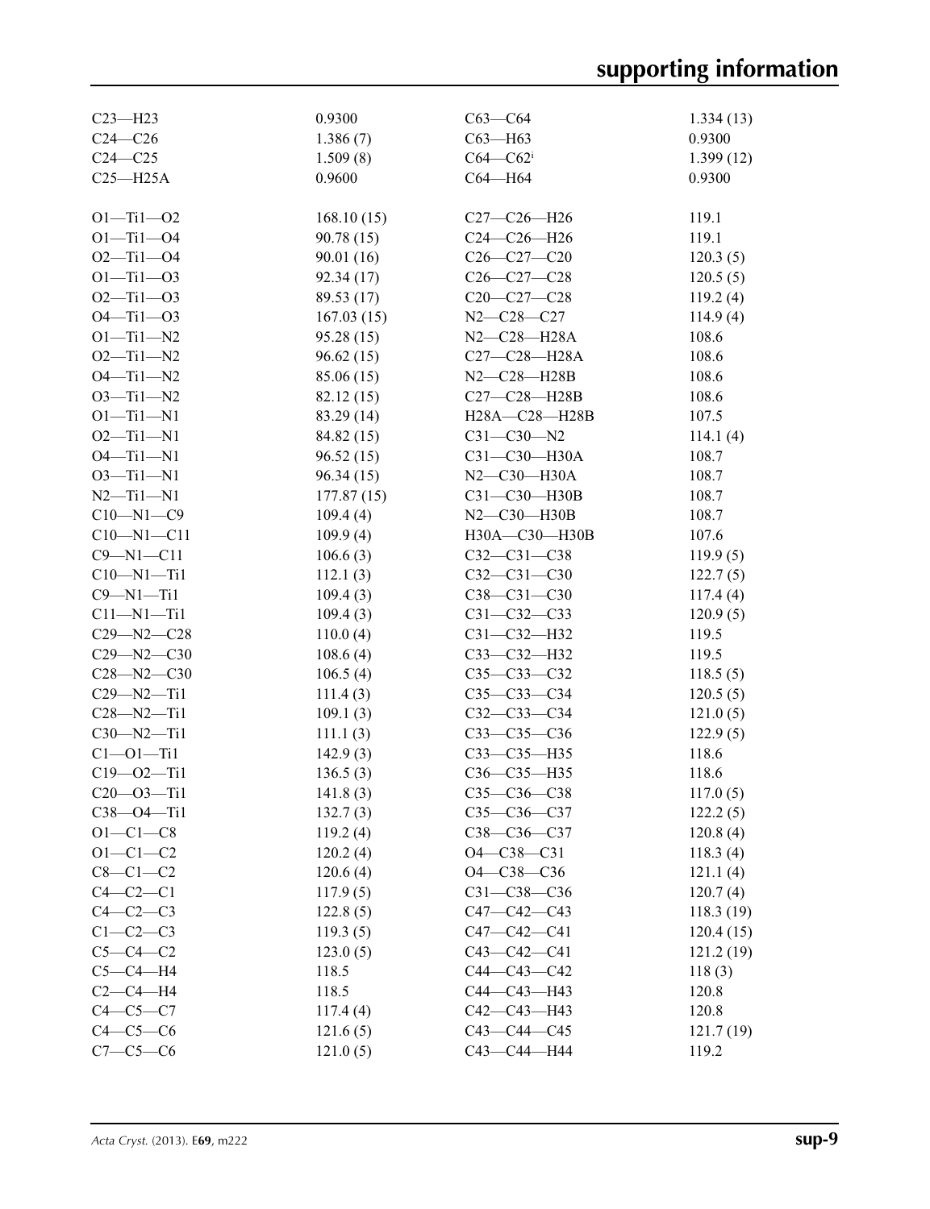| | | | |
|---|---|---|---|
| C23—H23 | 0.9300 | C63—C64 | 1.334 (13) |
| C24—C26 | 1.386 (7) | C63—H63 | 0.9300 |
| C24—C25 | 1.509 (8) | C64—C62$^{i}$ | 1.399 (12) |
| C25—H25A | 0.9600 | C64—H64 | 0.9300 |
| | | | |
| O1—Ti1—O2 | 168.10 (15) | C27—C26—H26 | 119.1 |
| O1—Ti1—O4 | 90.78 (15) | C24—C26—H26 | 119.1 |
| O2—Ti1—O4 | 90.01 (16) | C26—C27—C20 | 120.3 (5) |
| O1—Ti1—O3 | 92.34 (17) | C26—C27—C28 | 120.5 (5) |
| O2—Ti1—O3 | 89.53 (17) | C20—C27—C28 | 119.2 (4) |
| O4—Ti1—O3 | 167.03 (15) | N2—C28—C27 | 114.9 (4) |
| O1—Ti1—N2 | 95.28 (15) | N2—C28—H28A | 108.6 |
| O2—Ti1—N2 | 96.62 (15) | C27—C28—H28A | 108.6 |
| O4—Ti1—N2 | 85.06 (15) | N2—C28—H28B | 108.6 |
| O3—Ti1—N2 | 82.12 (15) | C27—C28—H28B | 108.6 |
| O1—Ti1—N1 | 83.29 (14) | H28A—C28—H28B | 107.5 |
| O2—Ti1—N1 | 84.82 (15) | C31—C30—N2 | 114.1 (4) |
| O4—Ti1—N1 | 96.52 (15) | C31—C30—H30A | 108.7 |
| O3—Ti1—N1 | 96.34 (15) | N2—C30—H30A | 108.7 |
| N2—Ti1—N1 | 177.87 (15) | C31—C30—H30B | 108.7 |
| C10—N1—C9 | 109.4 (4) | N2—C30—H30B | 108.7 |
| C10—N1—C11 | 109.9 (4) | H30A—C30—H30B | 107.6 |
| C9—N1—C11 | 106.6 (3) | C32—C31—C38 | 119.9 (5) |
| C10—N1—Ti1 | 112.1 (3) | C32—C31—C30 | 122.7 (5) |
| C9—N1—Ti1 | 109.4 (3) | C38—C31—C30 | 117.4 (4) |
| C11—N1—Ti1 | 109.4 (3) | C31—C32—C33 | 120.9 (5) |
| C29—N2—C28 | 110.0 (4) | C31—C32—H32 | 119.5 |
| C29—N2—C30 | 108.6 (4) | C33—C32—H32 | 119.5 |
| C28—N2—C30 | 106.5 (4) | C35—C33—C32 | 118.5 (5) |
| C29—N2—Ti1 | 111.4 (3) | C35—C33—C34 | 120.5 (5) |
| C28—N2—Ti1 | 109.1 (3) | C32—C33—C34 | 121.0 (5) |
| C30—N2—Ti1 | 111.1 (3) | C33—C35—C36 | 122.9 (5) |
| C1—O1—Ti1 | 142.9 (3) | C33—C35—H35 | 118.6 |
| C19—O2—Ti1 | 136.5 (3) | C36—C35—H35 | 118.6 |
| C20—O3—Ti1 | 141.8 (3) | C35—C36—C38 | 117.0 (5) |
| C38—O4—Ti1 | 132.7 (3) | C35—C36—C37 | 122.2 (5) |
| O1—C1—C8 | 119.2 (4) | C38—C36—C37 | 120.8 (4) |
| O1—C1—C2 | 120.2 (4) | O4—C38—C31 | 118.3 (4) |
| C8—C1—C2 | 120.6 (4) | O4—C38—C36 | 121.1 (4) |
| C4—C2—C1 | 117.9 (5) | C31—C38—C36 | 120.7 (4) |
| C4—C2—C3 | 122.8 (5) | C47—C42—C43 | 118.3 (19) |
| C1—C2—C3 | 119.3 (5) | C47—C42—C41 | 120.4 (15) |
| C5—C4—C2 | 123.0 (5) | C43—C42—C41 | 121.2 (19) |
| C5—C4—H4 | 118.5 | C44—C43—C42 | 118 (3) |
| C2—C4—H4 | 118.5 | C44—C43—H43 | 120.8 |
| C4—C5—C7 | 117.4 (4) | C42—C43—H43 | 120.8 |
| C4—C5—C6 | 121.6 (5) | C43—C44—C45 | 121.7 (19) |
| C7—C5—C6 | 121.0 (5) | C43—C44—H44 | 119.2 |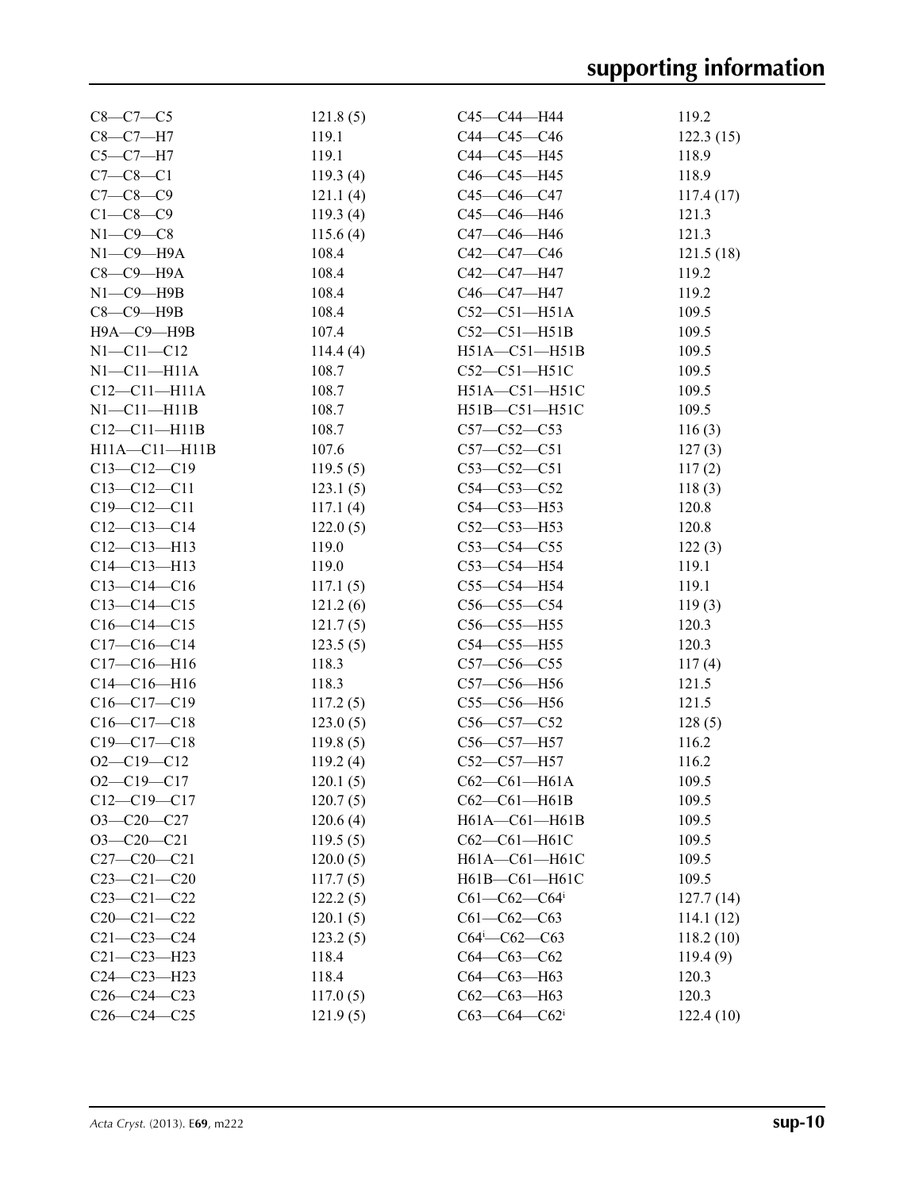| | | | |
|---|---|---|---|
| C8—C7—C5 | 121.8 (5) | C45—C44—H44 | 119.2 |
| C8—C7—H7 | 119.1 | C44—C45—C46 | 122.3 (15) |
| C5—C7—H7 | 119.1 | C44—C45—H45 | 118.9 |
| C7—C8—C1 | 119.3 (4) | C46—C45—H45 | 118.9 |
| C7—C8—C9 | 121.1 (4) | C45—C46—C47 | 117.4 (17) |
| C1—C8—C9 | 119.3 (4) | C45—C46—H46 | 121.3 |
| N1—C9—C8 | 115.6 (4) | C47—C46—H46 | 121.3 |
| N1—C9—H9A | 108.4 | C42—C47—C46 | 121.5 (18) |
| C8—C9—H9A | 108.4 | C42—C47—H47 | 119.2 |
| N1—C9—H9B | 108.4 | C46—C47—H47 | 119.2 |
| C8—C9—H9B | 108.4 | C52—C51—H51A | 109.5 |
| H9A—C9—H9B | 107.4 | C52—C51—H51B | 109.5 |
| N1—C11—C12 | 114.4 (4) | H51A—C51—H51B | 109.5 |
| N1—C11—H11A | 108.7 | C52—C51—H51C | 109.5 |
| C12—C11—H11A | 108.7 | H51A—C51—H51C | 109.5 |
| N1—C11—H11B | 108.7 | H51B—C51—H51C | 109.5 |
| C12—C11—H11B | 108.7 | C57—C52—C53 | 116 (3) |
| H11A—C11—H11B | 107.6 | C57—C52—C51 | 127 (3) |
| C13—C12—C19 | 119.5 (5) | C53—C52—C51 | 117 (2) |
| C13—C12—C11 | 123.1 (5) | C54—C53—C52 | 118 (3) |
| C19—C12—C11 | 117.1 (4) | C54—C53—H53 | 120.8 |
| C12—C13—C14 | 122.0 (5) | C52—C53—H53 | 120.8 |
| C12—C13—H13 | 119.0 | C53—C54—C55 | 122 (3) |
| C14—C13—H13 | 119.0 | C53—C54—H54 | 119.1 |
| C13—C14—C16 | 117.1 (5) | C55—C54—H54 | 119.1 |
| C13—C14—C15 | 121.2 (6) | C56—C55—C54 | 119 (3) |
| C16—C14—C15 | 121.7 (5) | C56—C55—H55 | 120.3 |
| C17—C16—C14 | 123.5 (5) | C54—C55—H55 | 120.3 |
| C17—C16—H16 | 118.3 | C57—C56—C55 | 117 (4) |
| C14—C16—H16 | 118.3 | C57—C56—H56 | 121.5 |
| C16—C17—C19 | 117.2 (5) | C55—C56—H56 | 121.5 |
| C16—C17—C18 | 123.0 (5) | C56—C57—C52 | 128 (5) |
| C19—C17—C18 | 119.8 (5) | C56—C57—H57 | 116.2 |
| O2—C19—C12 | 119.2 (4) | C52—C57—H57 | 116.2 |
| O2—C19—C17 | 120.1 (5) | C62—C61—H61A | 109.5 |
| C12—C19—C17 | 120.7 (5) | C62—C61—H61B | 109.5 |
| O3—C20—C27 | 120.6 (4) | H61A—C61—H61B | 109.5 |
| O3—C20—C21 | 119.5 (5) | C62—C61—H61C | 109.5 |
| C27—C20—C21 | 120.0 (5) | H61A—C61—H61C | 109.5 |
| C23—C21—C20 | 117.7 (5) | H61B—C61—H61C | 109.5 |
| C23—C21—C22 | 122.2 (5) | C61—C62—C64$^{i}$ | 127.7 (14) |
| C20—C21—C22 | 120.1 (5) | C61—C62—C63 | 114.1 (12) |
| C21—C23—C24 | 123.2 (5) | C64$^{i}$—C62—C63 | 118.2 (10) |
| C21—C23—H23 | 118.4 | C64—C63—C62 | 119.4 (9) |
| C24—C23—H23 | 118.4 | C64—C63—H63 | 120.3 |
| C26—C24—C23 | 117.0 (5) | C62—C63—H63 | 120.3 |
| C26—C24—C25 | 121.9 (5) | C63—C64—C62$^{i}$ | 122.4 (10) |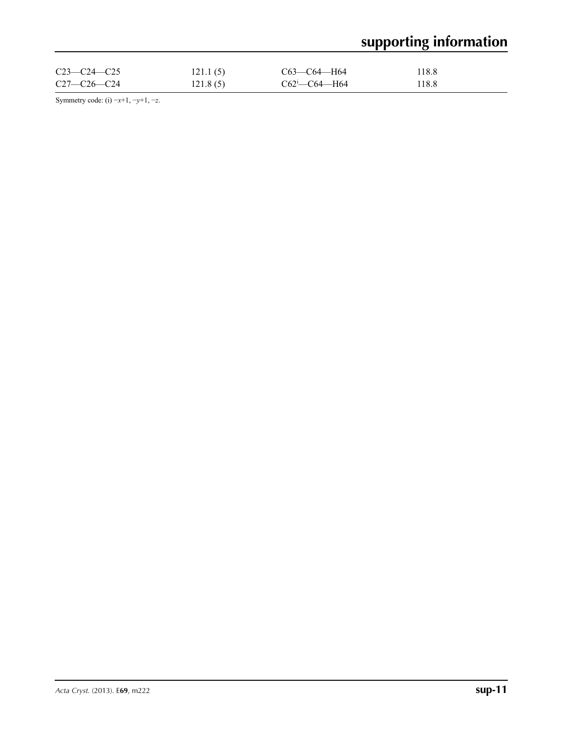| | | | |
|---|---|---|---|
| C23—C24—C25 | 121.1 (5) | C63—C64—H64 | 118.8 |
| C27—C26—C24 | 121.8 (5) | C62$^{i}$—C64—H64 | 118.8 |

Symmetry code: (i) $-x+1, -y+1, -z$.